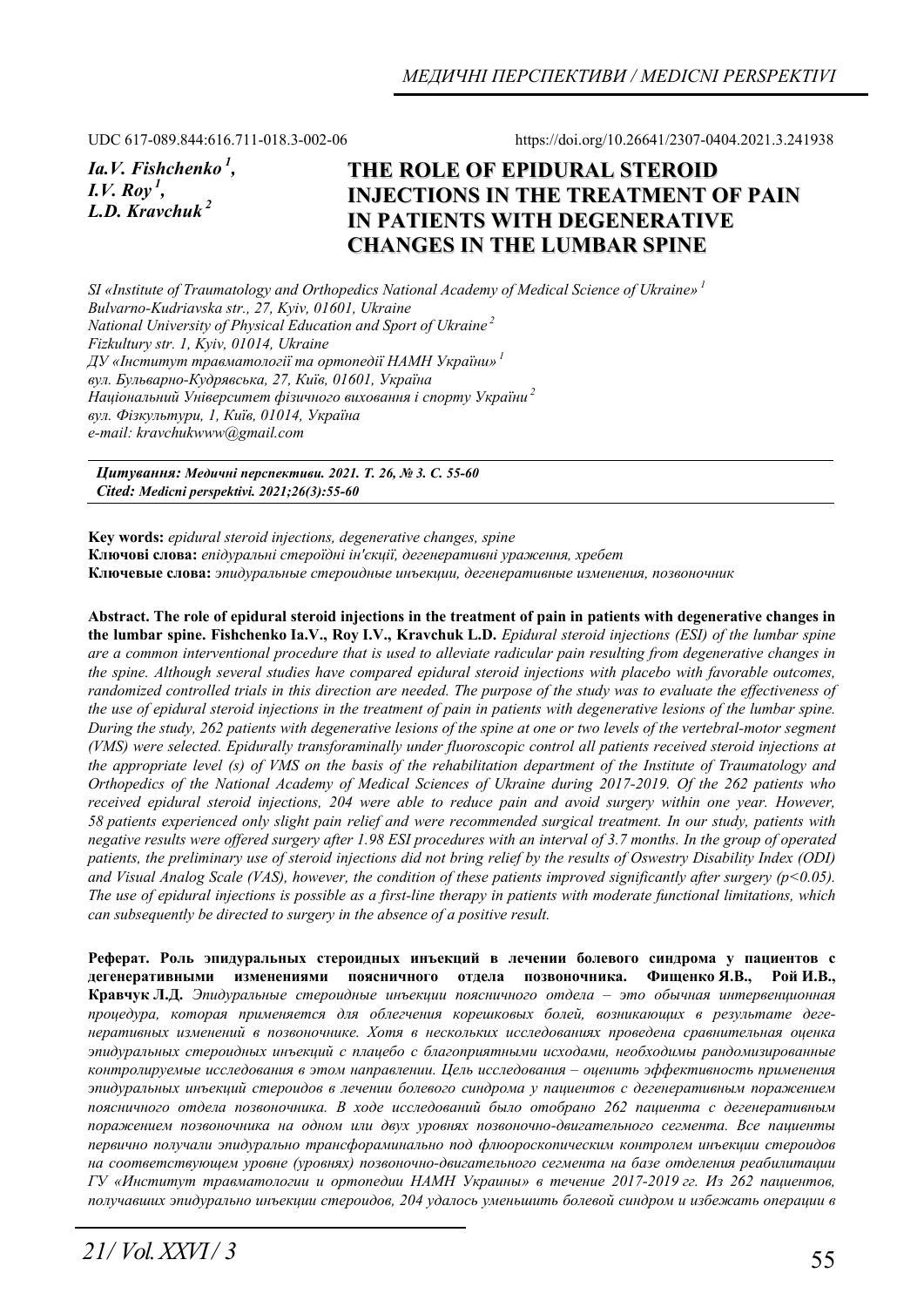UDC 617-089.844:616.711-018.3-002-06

https://doi.org/10.26641/2307-0404.2021.3.241938

*Ia.V. Fishchenko [1], I.V. Roy [1], L.D. Kravchuk [2]*

# THE ROLE OF EPIDURAL STEROID INJECTIONS IN THE TREATMENT OF PAIN IN PATIENTS WITH DEGENERATIVE CHANGES IN THE LUMBAR SPINE

*SI «Institute of Traumatology and Orthopedics National Academy of Medical Science of Ukraine» [1]*
*Bulvarno-Kudriavska str., 27, Kyiv, 01601, Ukraine*
*National University of Physical Education and Sport of Ukraine [2]*
*Fizkultury str. 1, Kyiv, 01014, Ukraine*
*ДУ «Інститут травматології та ортопедії НАМН України» [1]*
*вул. Бульварно-Кудрявська, 27, Київ, 01601, Україна*
*Національний Університет фізичного виховання і спорту України [2]*
*вул. Фізкультури, 1, Київ, 01014, Україна*
*e-mail: kravchukwww@gmail.com*

***Цитування:** Медичні перспективи. 2021. Т. 26, № 3. С. 55-60*
***Cited:** Medicni perspektivi. 2021;26(3):55-60*

**Key words:** *epidural steroid injections, degenerative changes, spine*
**Ключові слова:** *епідуральні стероїдні ін'єкції, дегенеративні ураження, хребет*
**Ключевые слова:** *эпидуральные стероидные инъекции, дегенеративные изменения, позвоночник*

**Abstract. The role of epidural steroid injections in the treatment of pain in patients with degenerative changes in the lumbar spine. Fishchenko Ia.V., Roy I.V., Kravchuk L.D.** *Epidural steroid injections (ESI) of the lumbar spine are a common interventional procedure that is used to alleviate radicular pain resulting from degenerative changes in the spine. Although several studies have compared epidural steroid injections with placebo with favorable outcomes, randomized controlled trials in this direction are needed. The purpose of the study was to evaluate the effectiveness of the use of epidural steroid injections in the treatment of pain in patients with degenerative lesions of the lumbar spine. During the study, 262 patients with degenerative lesions of the spine at one or two levels of the vertebral-motor segment (VMS) were selected. Epidurally transforaminally under fluoroscopic control all patients received steroid injections at the appropriate level (s) of VMS on the basis of the rehabilitation department of the Institute of Traumatology and Orthopedics of the National Academy of Medical Sciences of Ukraine during 2017-2019. Of the 262 patients who received epidural steroid injections, 204 were able to reduce pain and avoid surgery within one year. However, 58 patients experienced only slight pain relief and were recommended surgical treatment. In our study, patients with negative results were offered surgery after 1.98 ESI procedures with an interval of 3.7 months. In the group of operated patients, the preliminary use of steroid injections did not bring relief by the results of Oswestry Disability Index (ODI) and Visual Analog Scale (VAS), however, the condition of these patients improved significantly after surgery ($p<0.05$). The use of epidural injections is possible as a first-line therapy in patients with moderate functional limitations, which can subsequently be directed to surgery in the absence of a positive result.*

**Реферат. Роль эпидуральных стероидных инъекций в лечении болевого синдрома у пациентов с дегенеративными изменениями поясничного отдела позвоночника. Фищенко Я.В., Рой И.В., Кравчук Л.Д.** *Эпидуральные стероидные инъекции поясничного отдела – это обычная интервенционная процедура, которая применяется для облегчения корешковых болей, возникающих в результате дегенеративных изменений в позвоночнике. Хотя в нескольких исследованиях проведена сравнительная оценка эпидуральных стероидных инъекций с плацебо с благоприятными исходами, необходимы рандомизированные контролируемые исследования в этом направлении. Цель исследования – оценить эффективность применения эпидуральных инъекций стероидов в лечении болевого синдрома у пациентов с дегенеративным поражением поясничного отдела позвоночника. В ходе исследований было отобрано 262 пациента с дегенеративным поражением позвоночника на одном или двух уровнях позвоночно-двигательного сегмента. Все пациенты первично получали эпидурально трансфораминально под флюороскопическим контролем инъекции стероидов на соответствующем уровне (уровнях) позвоночно-двигательного сегмента на базе отделения реабилитации ГУ «Институт травматологии и ортопедии НАМН Украины» в течение 2017-2019 гг. Из 262 пациентов, получавших эпидурально инъекции стероидов, 204 удалось уменьшить болевой синдром и избежать операции в*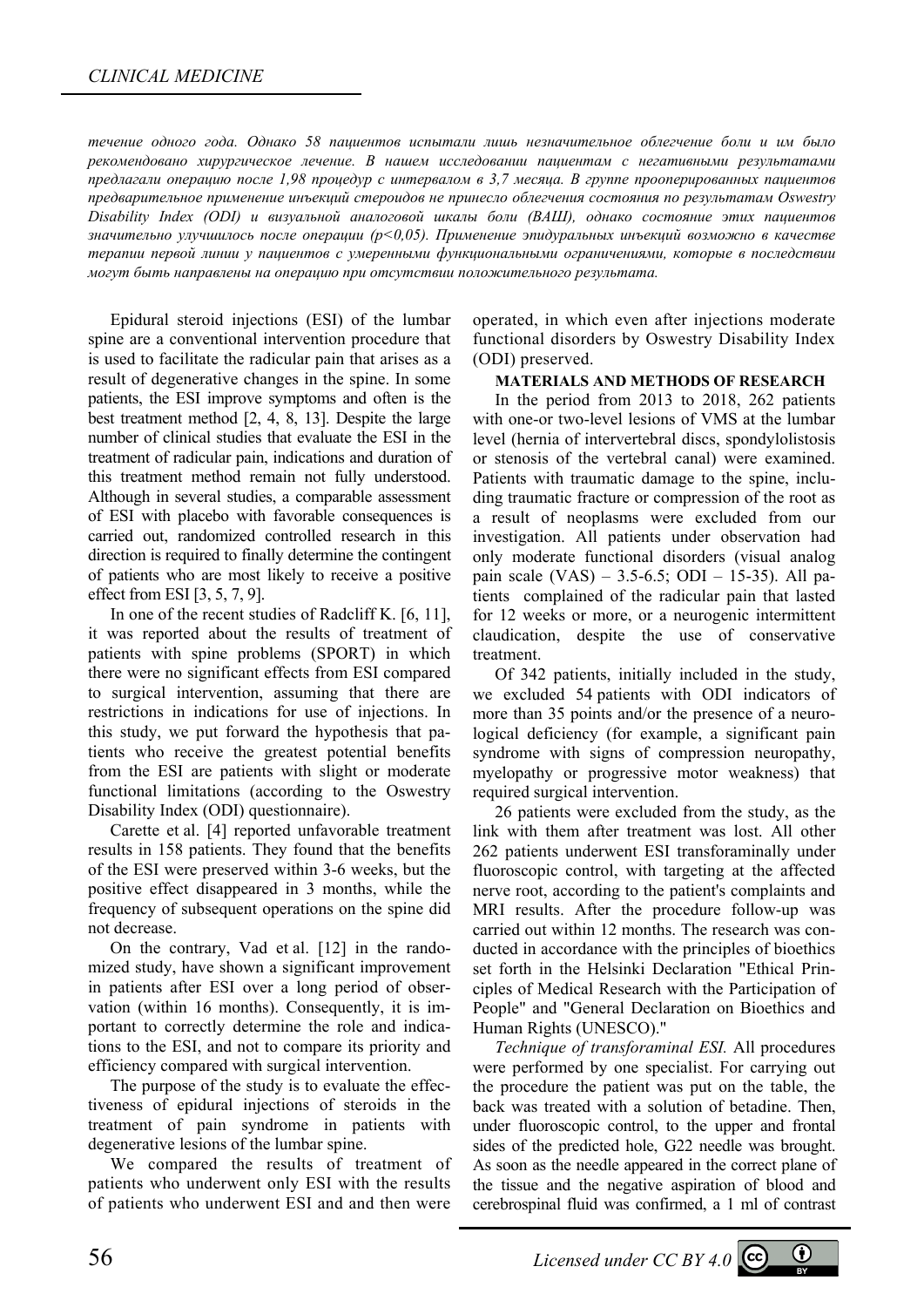*течение одного года. Однако 58 пациентов испытали лишь незначительное облегчение боли и им было рекомендовано хирургическое лечение. В нашем исследовании пациентам с негативными результатами предлагали операцию после 1,98 процедур с интервалом в 3,7 месяца. В группе прооперированных пациентов предварительное применение инъекций стероидов не принесло облегчения состояния по результатам Oswestry Disability Index (ODI) и визуальной аналоговой шкалы боли (ВАШ), однако состояние этих пациентов значительно улучшилось после операции (p<0,05). Применение эпидуральных инъекций возможно в качестве терапии первой линии у пациентов с умеренными функциональными ограничениями, которые в последствии могут быть направлены на операцию при отсутствии положительного результата.*

Epidural steroid injections (ESI) of the lumbar spine are a conventional intervention procedure that is used to facilitate the radicular pain that arises as a result of degenerative changes in the spine. In some patients, the ESI improve symptoms and often is the best treatment method [2, 4, 8, 13]. Despite the large number of clinical studies that evaluate the ESI in the treatment of radicular pain, indications and duration of this treatment method remain not fully understood. Although in several studies, a comparable assessment of ESI with placebo with favorable consequences is carried out, randomized controlled research in this direction is required to finally determine the contingent of patients who are most likely to receive a positive effect from ESI [3, 5, 7, 9].

In one of the recent studies of Radcliff K. [6, 11], it was reported about the results of treatment of patients with spine problems (SPORT) in which there were no significant effects from ESI compared to surgical intervention, assuming that there are restrictions in indications for use of injections. In this study, we put forward the hypothesis that patients who receive the greatest potential benefits from the ESI are patients with slight or moderate functional limitations (according to the Oswestry Disability Index (ODI) questionnaire).

Carette et al. [4] reported unfavorable treatment results in 158 patients. They found that the benefits of the ESI were preserved within 3-6 weeks, but the positive effect disappeared in 3 months, while the frequency of subsequent operations on the spine did not decrease.

On the contrary, Vad et al. [12] in the randomized study, have shown a significant improvement in patients after ESI over a long period of observation (within 16 months). Consequently, it is important to correctly determine the role and indications to the ESI, and not to compare its priority and efficiency compared with surgical intervention.

The purpose of the study is to evaluate the effectiveness of epidural injections of steroids in the treatment of pain syndrome in patients with degenerative lesions of the lumbar spine.

We compared the results of treatment of patients who underwent only ESI with the results of patients who underwent ESI and and then were operated, in which even after injections moderate functional disorders by Oswestry Disability Index (ODI) preserved.

**MATERIALS AND METHODS OF RESEARCH**

In the period from 2013 to 2018, 262 patients with one-or two-level lesions of VMS at the lumbar level (hernia of intervertebral discs, spondylolistosis or stenosis of the vertebral canal) were examined. Patients with traumatic damage to the spine, including traumatic fracture or compression of the root as a result of neoplasms were excluded from our investigation. All patients under observation had only moderate functional disorders (visual analog pain scale (VAS) – 3.5-6.5; ODI – 15-35). All patients complained of the radicular pain that lasted for 12 weeks or more, or a neurogenic intermittent claudication, despite the use of conservative treatment.

Of 342 patients, initially included in the study, we excluded 54 patients with ODI indicators of more than 35 points and/or the presence of a neurological deficiency (for example, a significant pain syndrome with signs of compression neuropathy, myelopathy or progressive motor weakness) that required surgical intervention.

26 patients were excluded from the study, as the link with them after treatment was lost. All other 262 patients underwent ESI transforaminally under fluoroscopic control, with targeting at the affected nerve root, according to the patient's complaints and MRI results. After the procedure follow-up was carried out within 12 months. The research was conducted in accordance with the principles of bioethics set forth in the Helsinki Declaration "Ethical Principles of Medical Research with the Participation of People" and "General Declaration on Bioethics and Human Rights (UNESCO)."

*Technique of transforaminal ESI.* All procedures were performed by one specialist. For carrying out the procedure the patient was put on the table, the back was treated with a solution of betadine. Then, under fluoroscopic control, to the upper and frontal sides of the predicted hole, G22 needle was brought. As soon as the needle appeared in the correct plane of the tissue and the negative aspiration of blood and cerebrospinal fluid was confirmed, a 1 ml of contrast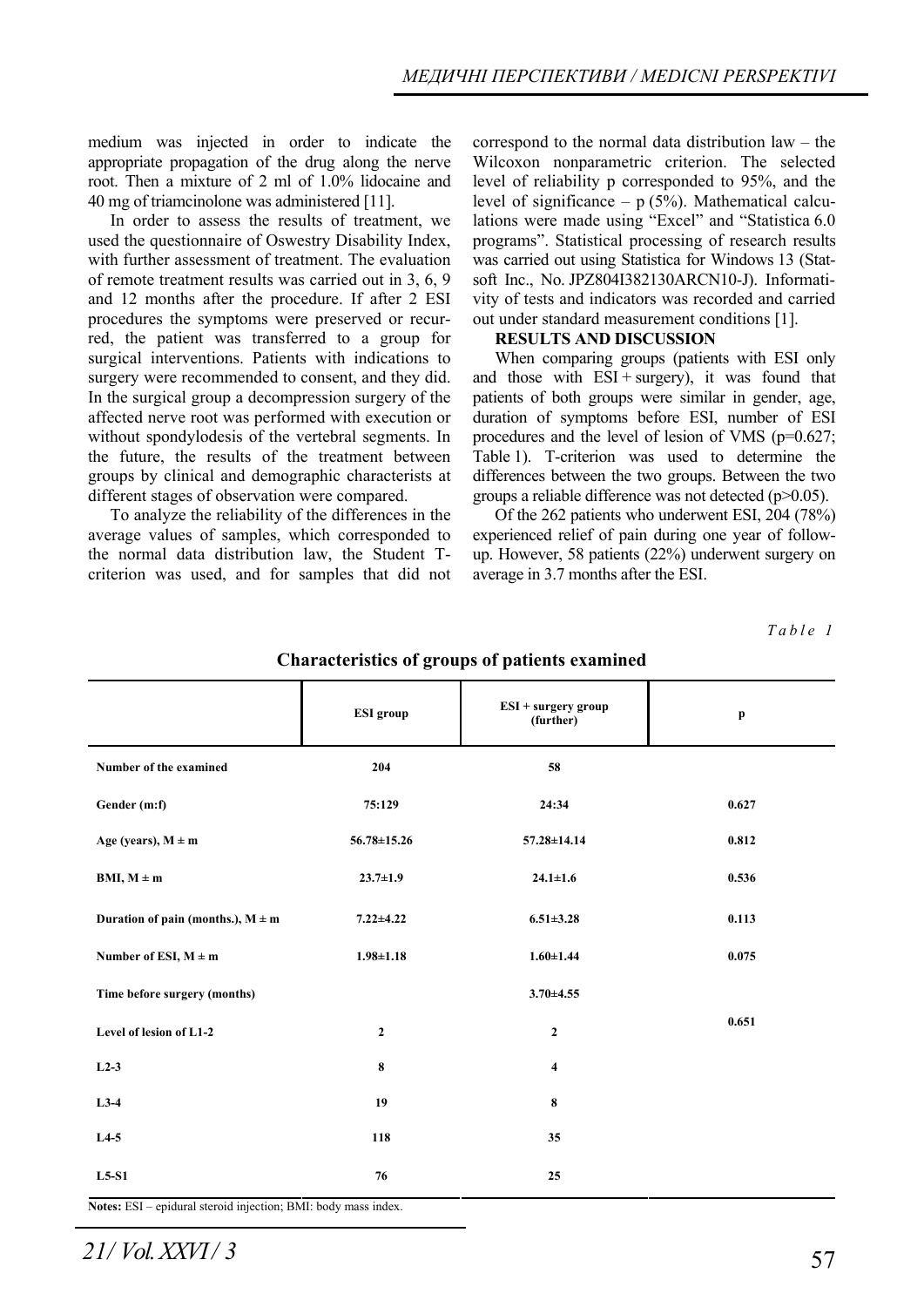medium was injected in order to indicate the appropriate propagation of the drug along the nerve root. Then a mixture of 2 ml of 1.0% lidocaine and 40 mg of triamcinolone was administered [11].

In order to assess the results of treatment, we used the questionnaire of Oswestry Disability Index, with further assessment of treatment. The evaluation of remote treatment results was carried out in 3, 6, 9 and 12 months after the procedure. If after 2 ESI procedures the symptoms were preserved or recurred, the patient was transferred to a group for surgical interventions. Patients with indications to surgery were recommended to consent, and they did. In the surgical group a decompression surgery of the affected nerve root was performed with execution or without spondylodesis of the vertebral segments. In the future, the results of the treatment between groups by clinical and demographic characterists at different stages of observation were compared.

To analyze the reliability of the differences in the average values of samples, which corresponded to the normal data distribution law, the Student T-criterion was used, and for samples that did not correspond to the normal data distribution law – the Wilcoxon nonparametric criterion. The selected level of reliability p corresponded to 95%, and the level of significance – p (5%). Mathematical calculations were made using "Excel" and "Statistica 6.0 programs". Statistical processing of research results was carried out using Statistica for Windows 13 (Statsoft Inc., No. JPZ804I382130ARCN10-J). Informativity of tests and indicators was recorded and carried out under standard measurement conditions [1].

**RESULTS AND DISCUSSION**

When comparing groups (patients with ESI only and those with ESI + surgery), it was found that patients of both groups were similar in gender, age, duration of symptoms before ESI, number of ESI procedures and the level of lesion of VMS ($p=0.627$; Table 1). T-criterion was used to determine the differences between the two groups. Between the two groups a reliable difference was not detected ($p>0.05$).

Of the 262 patients who underwent ESI, 204 (78%) experienced relief of pain during one year of follow-up. However, 58 patients (22%) underwent surgery on average in 3.7 months after the ESI.

*Table 1*

**Characteristics of groups of patients examined**

| | ESI group | ESI + surgery group (further) | p |
|---|---|---|---|
| Number of the examined | 204 | 58 | |
| Gender (m:f) | 75:129 | 24:34 | 0.627 |
| Age (years), M ± m | 56.78±15.26 | 57.28±14.14 | 0.812 |
| BMI, M ± m | 23.7±1.9 | 24.1±1.6 | 0.536 |
| Duration of pain (months.), M ± m | 7.22±4.22 | 6.51±3.28 | 0.113 |
| Number of ESI, M ± m | 1.98±1.18 | 1.60±1.44 | 0.075 |
| Time before surgery (months) | | 3.70±4.55 | |
| Level of lesion of L1-2 | 2 | 2 | 0.651 |
| L2-3 | 8 | 4 | |
| L3-4 | 19 | 8 | |
| L4-5 | 118 | 35 | |
| L5-S1 | 76 | 25 | |

**Notes:** ESI – epidural steroid injection; BMI: body mass index.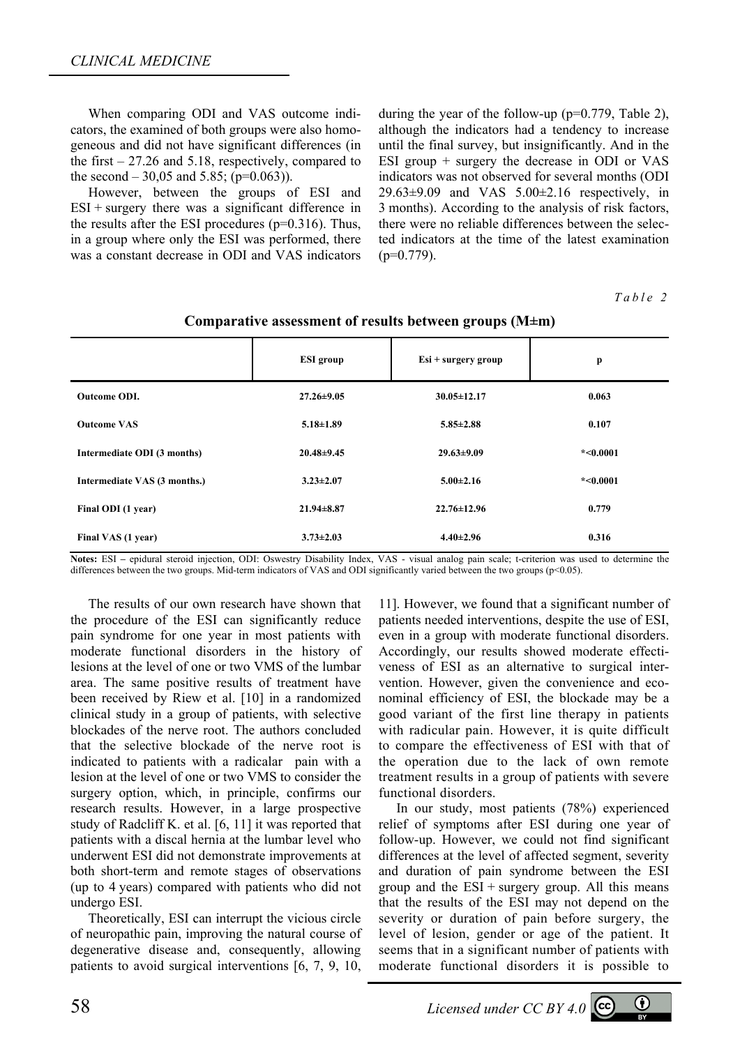When comparing ODI and VAS outcome indicators, the examined of both groups were also homogeneous and did not have significant differences (in the first – 27.26 and 5.18, respectively, compared to the second – 30,05 and 5.85; (p=0.063)).

However, between the groups of ESI and ESI + surgery there was a significant difference in the results after the ESI procedures (p=0.316). Thus, in a group where only the ESI was performed, there was a constant decrease in ODI and VAS indicators during the year of the follow-up (p=0.779, Table 2), although the indicators had a tendency to increase until the final survey, but insignificantly. And in the ESI group + surgery the decrease in ODI or VAS indicators was not observed for several months (ODI 29.63±9.09 and VAS 5.00±2.16 respectively, in 3 months). According to the analysis of risk factors, there were no reliable differences between the selected indicators at the time of the latest examination (p=0.779).

*Table 2*

**Comparative assessment of results between groups (M±m)**

| | ESI group | Esi + surgery group | p |
|---|---|---|---|
| Outcome ODI. | 27.26±9.05 | 30.05±12.17 | 0.063 |
| Outcome VAS | 5.18±1.89 | 5.85±2.88 | 0.107 |
| Intermediate ODI (3 months) | 20.48±9.45 | 29.63±9.09 | *<0.0001 |
| Intermediate VAS (3 months.) | 3.23±2.07 | 5.00±2.16 | *<0.0001 |
| Final ODI (1 year) | 21.94±8.87 | 22.76±12.96 | 0.779 |
| Final VAS (1 year) | 3.73±2.03 | 4.40±2.96 | 0.316 |

**Notes:** ESI – epidural steroid injection, ODI: Oswestry Disability Index, VAS - visual analog pain scale; t-criterion was used to determine the differences between the two groups. Mid-term indicators of VAS and ODI significantly varied between the two groups (p<0.05).

The results of our own research have shown that the procedure of the ESI can significantly reduce pain syndrome for one year in most patients with moderate functional disorders in the history of lesions at the level of one or two VMS of the lumbar area. The same positive results of treatment have been received by Riew et al. [10] in a randomized clinical study in a group of patients, with selective blockades of the nerve root. The authors concluded that the selective blockade of the nerve root is indicated to patients with a radicalar pain with a lesion at the level of one or two VMS to consider the surgery option, which, in principle, confirms our research results. However, in a large prospective study of Radcliff K. et al. [6, 11] it was reported that patients with a discal hernia at the lumbar level who underwent ESI did not demonstrate improvements at both short-term and remote stages of observations (up to 4 years) compared with patients who did not undergo ESI.

Theoretically, ESI can interrupt the vicious circle of neuropathic pain, improving the natural course of degenerative disease and, consequently, allowing patients to avoid surgical interventions [6, 7, 9, 10, 11]. However, we found that a significant number of patients needed interventions, despite the use of ESI, even in a group with moderate functional disorders. Accordingly, our results showed moderate effectiveness of ESI as an alternative to surgical intervention. However, given the convenience and econominal efficiency of ESI, the blockade may be a good variant of the first line therapy in patients with radicular pain. However, it is quite difficult to compare the effectiveness of ESI with that of the operation due to the lack of own remote treatment results in a group of patients with severe functional disorders.

In our study, most patients (78%) experienced relief of symptoms after ESI during one year of follow-up. However, we could not find significant differences at the level of affected segment, severity and duration of pain syndrome between the ESI group and the ESI + surgery group. All this means that the results of the ESI may not depend on the severity or duration of pain before surgery, the level of lesion, gender or age of the patient. It seems that in a significant number of patients with moderate functional disorders it is possible to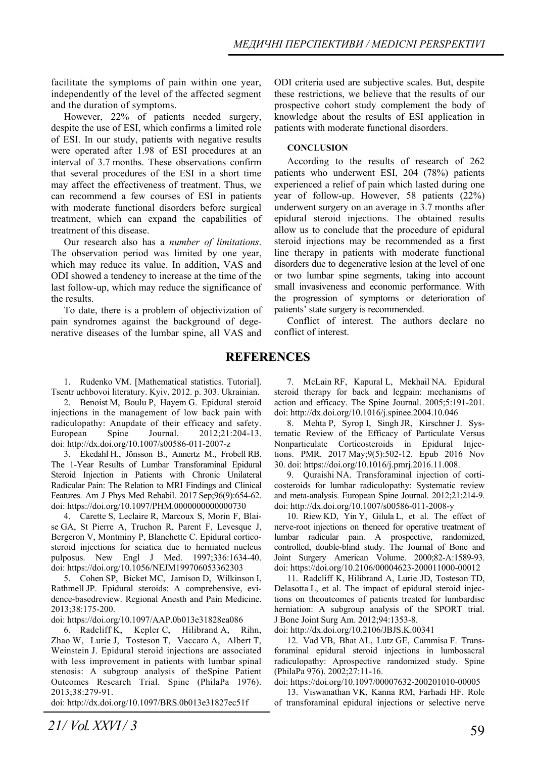facilitate the symptoms of pain within one year, independently of the level of the affected segment and the duration of symptoms.

However, 22% of patients needed surgery, despite the use of ESI, which confirms a limited role of ESI. In our study, patients with negative results were operated after 1.98 of ESI procedures at an interval of 3.7 months. These observations confirm that several procedures of the ESI in a short time may affect the effectiveness of treatment. Thus, we can recommend a few courses of ESI in patients with moderate functional disorders before surgical treatment, which can expand the capabilities of treatment of this disease.

Our research also has a *number of limitations*. The observation period was limited by one year, which may reduce its value. In addition, VAS and ODI showed a tendency to increase at the time of the last follow-up, which may reduce the significance of the results.

To date, there is a problem of objectivization of pain syndromes against the background of degenerative diseases of the lumbar spine, all VAS and ODI criteria used are subjective scales. But, despite these restrictions, we believe that the results of our prospective cohort study complement the body of knowledge about the results of ESI application in patients with moderate functional disorders.

## CONCLUSION

According to the results of research of 262 patients who underwent ESI, 204 (78%) patients experienced a relief of pain which lasted during one year of follow-up. However, 58 patients (22%) underwent surgery on an average in 3.7 months after epidural steroid injections. The obtained results allow us to conclude that the procedure of epidural steroid injections may be recommended as a first line therapy in patients with moderate functional disorders due to degenerative lesion at the level of one or two lumbar spine segments, taking into account small invasiveness and economic performance. With the progression of symptoms or deterioration of patients' state surgery is recommended.

Conflict of interest. The authors declare no conflict of interest.

## REFERENCES

1. Rudenko VM. [Mathematical statistics. Tutorial]. Tsentr uchbovoi literatury. Kyiv, 2012. p. 303. Ukrainian.
2. Benoist M, Boulu P, Hayem G. Epidural steroid injections in the management of low back pain with radiculopathy: Anupdate of their efficacy and safety. European Spine Journal. 2012;21:204-13. doi: http://dx.doi.org/10.1007/s00586-011-2007-z
3. Ekedahl H., Jönsson B., Annertz M., Frobell RB. The 1-Year Results of Lumbar Transforaminal Epidural Steroid Injection in Patients with Chronic Unilateral Radicular Pain: The Relation to MRI Findings and Clinical Features. Am J Phys Med Rehabil. 2017 Sep;96(9):654-62. doi: https://doi.org/10.1097/PHM.0000000000000730
4. Carette S, Leclaire R, Marcoux S, Morin F, Blaise GA, St Pierre A, Truchon R, Parent F, Levesque J, Bergeron V, Montminy P, Blanchette C. Epidural corticosteroid injections for sciatica due to herniated nucleus pulposus. New Engl J Med. 1997;336:1634-40. doi: https://doi.org/10.1056/NEJM199706053362303
5. Cohen SP, Bicket MC, Jamison D, Wilkinson I, Rathmell JP. Epidural steroids: A comprehensive, evidence-basedreview. Regional Anesth and Pain Medicine. 2013;38:175-200. doi: https://doi.org/10.1097/AAP.0b013e31828ea086
6. Radcliff K, Kepler C, Hilibrand A, Rihn, Zhao W, Lurie J, Tosteson T, Vaccaro A, Albert T, Weinstein J. Epidural steroid injections are associated with less improvement in patients with lumbar spinal stenosis: A subgroup analysis of theSpine Patient Outcomes Research Trial. Spine (PhilaPa 1976). 2013;38:279-91. doi: http://dx.doi.org/10.1097/BRS.0b013e31827ec51f
7. McLain RF, Kapural L, Mekhail NA. Epidural steroid therapy for back and legpain: mechanisms of action and efficacy. The Spine Journal. 2005;5:191-201. doi: http://dx.doi.org/10.1016/j.spinee.2004.10.046
8. Mehta P, Syrop I, Singh JR, Kirschner J. Systematic Review of the Efficacy of Particulate Versus Nonparticulate Corticosteroids in Epidural Injections. PMR. 2017 May;9(5):502-12. Epub 2016 Nov 30. doi: https://doi.org/10.1016/j.pmrj.2016.11.008.
9. Quraishi NA. Transforaminal injection of corticosteroids for lumbar radiculopathy: Systematic review and meta-analysis. European Spine Journal. 2012;21:214-9. doi: http://dx.doi.org/10.1007/s00586-011-2008-y
10. Riew KD, Yin Y, Gilula L, et al. The effect of nerve-root injections on theneed for operative treatment of lumbar radicular pain. A prospective, randomized, controlled, double-blind study. The Journal of Bone and Joint Surgery American Volume. 2000;82-A:1589-93. doi: https://doi.org/10.2106/00004623-200011000-00012
11. Radcliff K, Hilibrand A, Lurie JD, Tosteson TD, Delasotta L, et al. The impact of epidural steroid injections on theoutcomes of patients treated for lumbardisc herniation: A subgroup analysis of the SPORT trial. J Bone Joint Surg Am. 2012;94:1353-8. doi: http://dx.doi.org/10.2106/JBJS.K.00341
12. Vad VB, Bhat AL, Lutz GE, Cammisa F. Transforaminal epidural steroid injections in lumbosacral radiculopathy: Aprospective randomized study. Spine (PhilaPa 976). 2002;27:11-16. doi: https://doi.org/10.1097/00007632-200201010-00005
13. Viswanathan VK, Kanna RM, Farhadi HF. Role of transforaminal epidural injections or selective nerve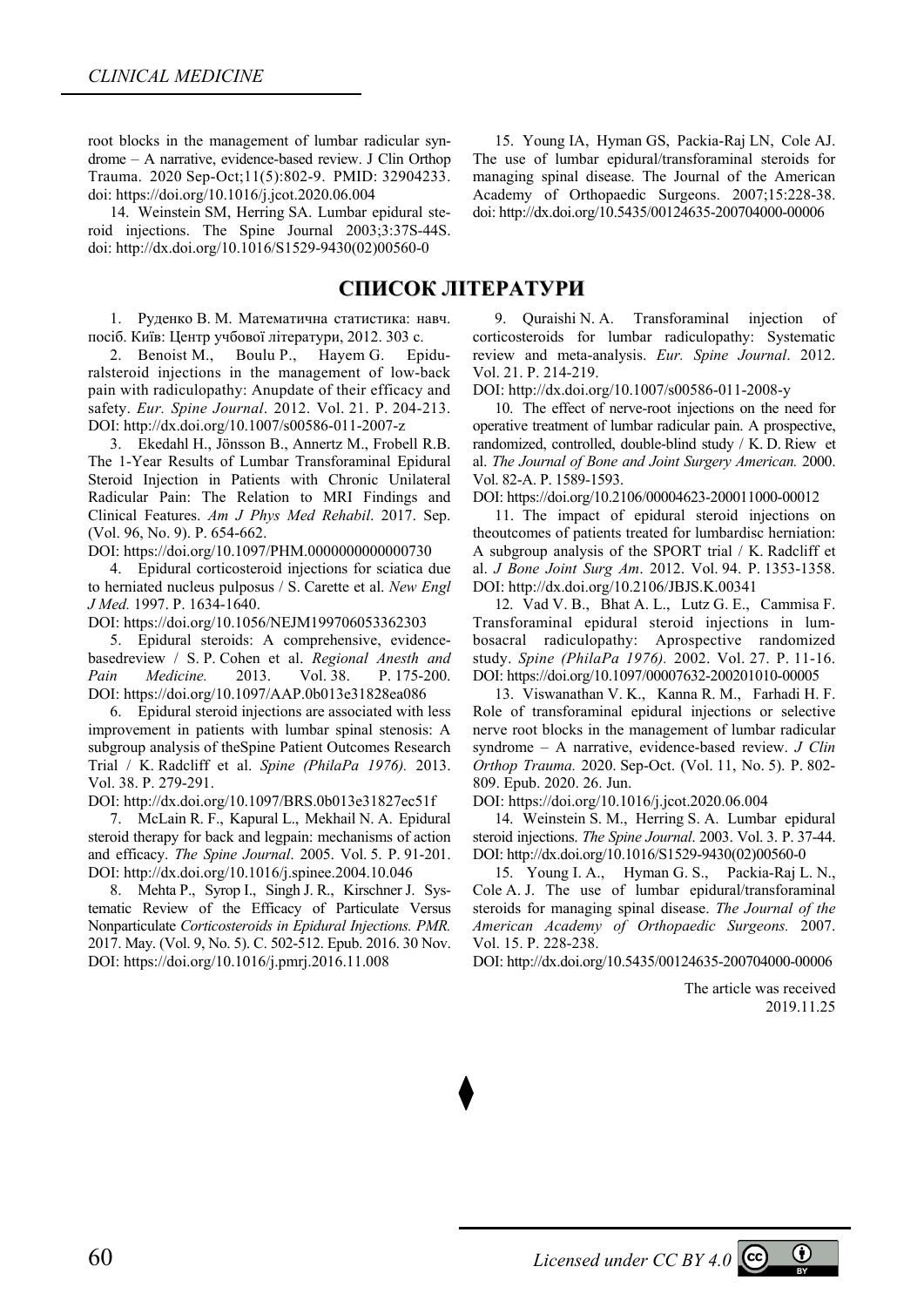root blocks in the management of lumbar radicular syndrome – A narrative, evidence-based review. J Clin Orthop Trauma. 2020 Sep-Oct;11(5):802-9. PMID: 32904233. doi: https://doi.org/10.1016/j.jcot.2020.06.004

14. Weinstein SM, Herring SA. Lumbar epidural steroid injections. The Spine Journal 2003;3:37S-44S. doi: http://dx.doi.org/10.1016/S1529-9430(02)00560-0

15. Young IA, Hyman GS, Packia-Raj LN, Cole AJ. The use of lumbar epidural/transforaminal steroids for managing spinal disease. The Journal of the American Academy of Orthopaedic Surgeons. 2007;15:228-38. doi: http://dx.doi.org/10.5435/00124635-200704000-00006

## СПИСОК ЛІТЕРАТУРИ

1. Руденко В. М. Математична статистика: навч. посіб. Київ: Центр учбової літератури, 2012. 303 с.

2. Benoist M., Boulu P., Hayem G. Epiduralsteroid injections in the management of low-back pain with radiculopathy: Anupdate of their efficacy and safety. *Eur. Spine Journal*. 2012. Vol. 21. P. 204-213. DOI: http://dx.doi.org/10.1007/s00586-011-2007-z

3. Ekedahl H., Jönsson B., Annertz M., Frobell R.B. The 1-Year Results of Lumbar Transforaminal Epidural Steroid Injection in Patients with Chronic Unilateral Radicular Pain: The Relation to MRI Findings and Clinical Features. *Am J Phys Med Rehabil*. 2017. Sep. (Vol. 96, No. 9). P. 654-662.
DOI: https://doi.org/10.1097/PHM.0000000000000730

4. Epidural corticosteroid injections for sciatica due to herniated nucleus pulposus / S. Carette et al. *New Engl J Med.* 1997. P. 1634-1640.
DOI: https://doi.org/10.1056/NEJM199706053362303

5. Epidural steroids: A comprehensive, evidence-basedreview / S. P. Cohen et al. *Regional Anesth and Pain Medicine.* 2013. Vol. 38. P. 175-200. DOI: https://doi.org/10.1097/AAP.0b013e31828ea086

6. Epidural steroid injections are associated with less improvement in patients with lumbar spinal stenosis: A subgroup analysis of theSpine Patient Outcomes Research Trial / K. Radcliff et al. *Spine (PhilaPa 1976).* 2013. Vol. 38. P. 279-291.
DOI: http://dx.doi.org/10.1097/BRS.0b013e31827ec51f

7. McLain R. F., Kapural L., Mekhail N. A. Epidural steroid therapy for back and legpain: mechanisms of action and efficacy. *The Spine Journal*. 2005. Vol. 5. P. 91-201. DOI: http://dx.doi.org/10.1016/j.spinee.2004.10.046

8. Mehta P., Syrop I., Singh J. R., Kirschner J. Systematic Review of the Efficacy of Particulate Versus Nonparticulate *Corticosteroids in Epidural Injections. PMR.* 2017. May. (Vol. 9, No. 5). C. 502-512. Epub. 2016. 30 Nov. DOI: https://doi.org/10.1016/j.pmrj.2016.11.008

9. Quraishi N. A. Transforaminal injection of corticosteroids for lumbar radiculopathy: Systematic review and meta-analysis. *Eur. Spine Journal*. 2012. Vol. 21. P. 214-219.
DOI: http://dx.doi.org/10.1007/s00586-011-2008-y

10. The effect of nerve-root injections on the need for operative treatment of lumbar radicular pain. A prospective, randomized, controlled, double-blind study / K. D. Riew et al. *The Journal of Bone and Joint Surgery American.* 2000. Vol. 82-A. P. 1589-1593.
DOI: https://doi.org/10.2106/00004623-200011000-00012

11. The impact of epidural steroid injections on theoutcomes of patients treated for lumbardisc herniation: A subgroup analysis of the SPORT trial / K. Radcliff et al. *J Bone Joint Surg Am*. 2012. Vol. 94. P. 1353-1358. DOI: http://dx.doi.org/10.2106/JBJS.K.00341

12. Vad V. B., Bhat A. L., Lutz G. E., Cammisa F. Transforaminal epidural steroid injections in lumbosacral radiculopathy: Aprospective randomized study. *Spine (PhilaPa 1976).* 2002. Vol. 27. P. 11-16. DOI: https://doi.org/10.1097/00007632-200201010-00005

13. Viswanathan V. K., Kanna R. M., Farhadi H. F. Role of transforaminal epidural injections or selective nerve root blocks in the management of lumbar radicular syndrome – A narrative, evidence-based review. *J Clin Orthop Trauma.* 2020. Sep-Oct. (Vol. 11, No. 5). P. 802-809. Epub. 2020. 26. Jun.
DOI: https://doi.org/10.1016/j.jcot.2020.06.004

14. Weinstein S. M., Herring S. A. Lumbar epidural steroid injections. *The Spine Journal*. 2003. Vol. 3. P. 37-44. DOI: http://dx.doi.org/10.1016/S1529-9430(02)00560-0

15. Young I. A., Hyman G. S., Packia-Raj L. N., Cole A. J. The use of lumbar epidural/transforaminal steroids for managing spinal disease. *The Journal of the American Academy of Orthopaedic Surgeons.* 2007. Vol. 15. P. 228-238.
DOI: http://dx.doi.org/10.5435/00124635-200704000-00006

The article was received
2019.11.25